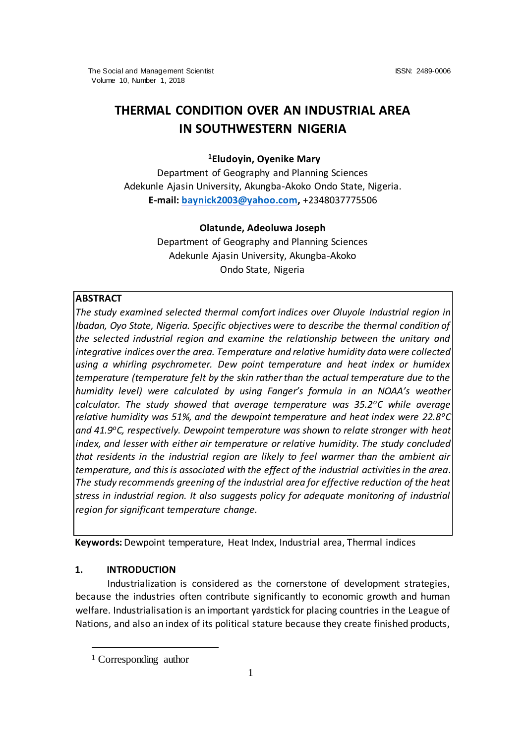# THERMAL CONDITION OVER AN INDUSTRIAL AREA IN SOUTHWESTERN NIGERIA

**Eludoyin, Oyenike Mary**[1]

Department of Geography and Planning Sciences
Adekunle Ajasin University, Akungba-Akoko Ondo State, Nigeria.
**E-mail: baynick2003@yahoo.com,** +2348037775506

**Olatunde, Adeoluwa Joseph**

Department of Geography and Planning Sciences
Adekunle Ajasin University, Akungba-Akoko
Ondo State, Nigeria

**ABSTRACT**

*The study examined selected thermal comfort indices over Oluyole Industrial region in Ibadan, Oyo State, Nigeria. Specific objectives were to describe the thermal condition of the selected industrial region and examine the relationship between the unitary and integrative indices over the area. Temperature and relative humidity data were collected using a whirling psychrometer. Dew point temperature and heat index or humidex temperature (temperature felt by the skin rather than the actual temperature due to the humidity level) were calculated by using Fanger's formula in an NOAA's weather calculator. The study showed that average temperature was 35.2°C while average relative humidity was 51%, and the dewpoint temperature and heat index were 22.8°C and 41.9°C, respectively. Dewpoint temperature was shown to relate stronger with heat index, and lesser with either air temperature or relative humidity. The study concluded that residents in the industrial region are likely to feel warmer than the ambient air temperature, and this is associated with the effect of the industrial activities in the area. The study recommends greening of the industrial area for effective reduction of the heat stress in industrial region. It also suggests policy for adequate monitoring of industrial region for significant temperature change.*

**Keywords:** Dewpoint temperature, Heat Index, Industrial area, Thermal indices

## 1. INTRODUCTION

Industrialization is considered as the cornerstone of development strategies, because the industries often contribute significantly to economic growth and human welfare. Industrialisation is an important yardstick for placing countries in the League of Nations, and also an index of its political stature because they create finished products,

---

[1] Corresponding author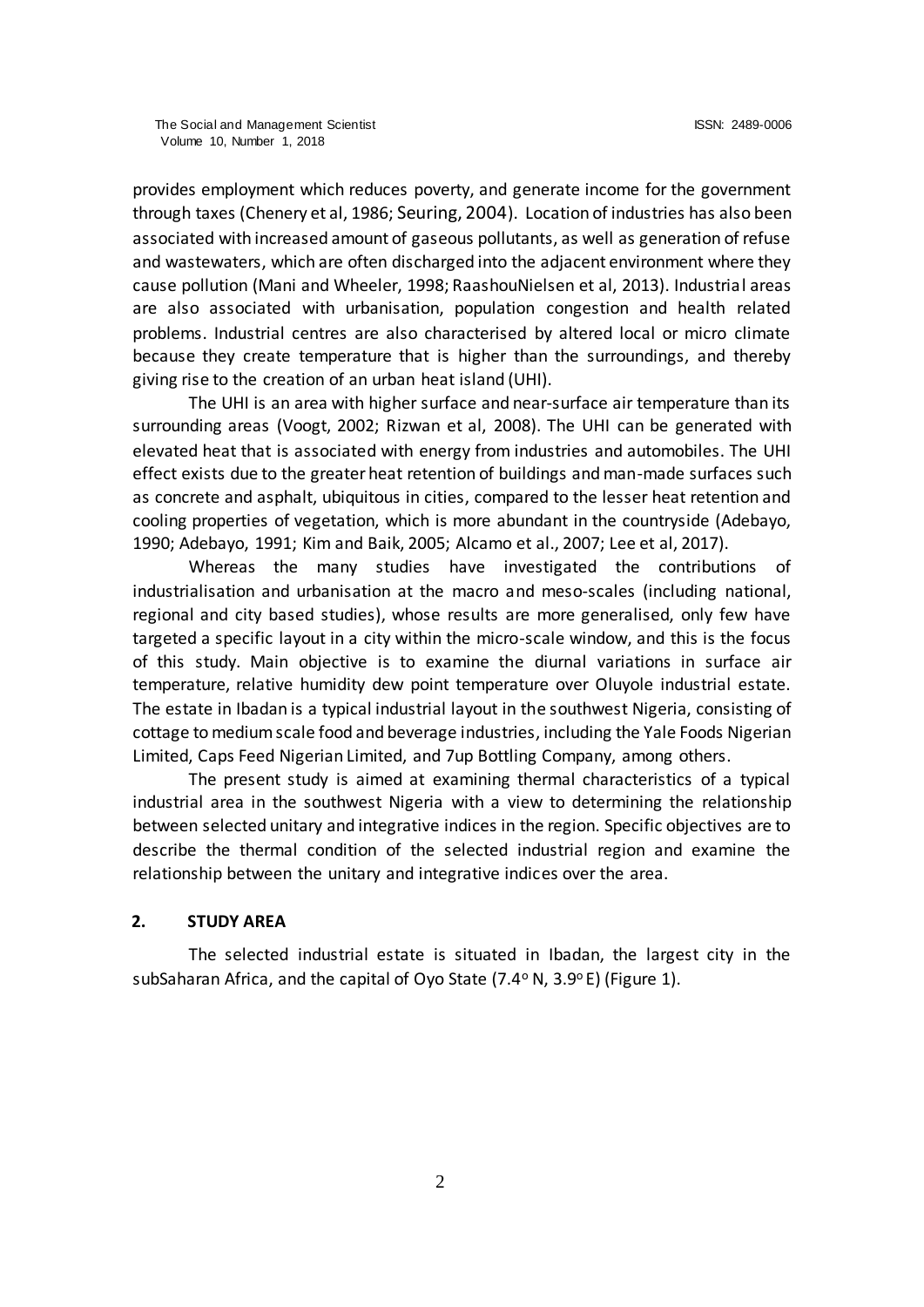provides employment which reduces poverty, and generate income for the government through taxes (Chenery et al, 1986; Seuring, 2004). Location of industries has also been associated with increased amount of gaseous pollutants, as well as generation of refuse and wastewaters, which are often discharged into the adjacent environment where they cause pollution (Mani and Wheeler, 1998; RaashouNielsen et al, 2013). Industrial areas are also associated with urbanisation, population congestion and health related problems. Industrial centres are also characterised by altered local or micro climate because they create temperature that is higher than the surroundings, and thereby giving rise to the creation of an urban heat island (UHI).

The UHI is an area with higher surface and near-surface air temperature than its surrounding areas (Voogt, 2002; Rizwan et al, 2008). The UHI can be generated with elevated heat that is associated with energy from industries and automobiles. The UHI effect exists due to the greater heat retention of buildings and man-made surfaces such as concrete and asphalt, ubiquitous in cities, compared to the lesser heat retention and cooling properties of vegetation, which is more abundant in the countryside (Adebayo, 1990; Adebayo, 1991; Kim and Baik, 2005; Alcamo et al., 2007; Lee et al, 2017).

Whereas the many studies have investigated the contributions of industrialisation and urbanisation at the macro and meso-scales (including national, regional and city based studies), whose results are more generalised, only few have targeted a specific layout in a city within the micro-scale window, and this is the focus of this study. Main objective is to examine the diurnal variations in surface air temperature, relative humidity dew point temperature over Oluyole industrial estate. The estate in Ibadan is a typical industrial layout in the southwest Nigeria, consisting of cottage to medium scale food and beverage industries, including the Yale Foods Nigerian Limited, Caps Feed Nigerian Limited, and 7up Bottling Company, among others.

The present study is aimed at examining thermal characteristics of a typical industrial area in the southwest Nigeria with a view to determining the relationship between selected unitary and integrative indices in the region. Specific objectives are to describe the thermal condition of the selected industrial region and examine the relationship between the unitary and integrative indices over the area.

## 2. STUDY AREA

The selected industrial estate is situated in Ibadan, the largest city in the subSaharan Africa, and the capital of Oyo State (7.4$^{o}$ N, 3.9$^{o}$ E) (Figure 1).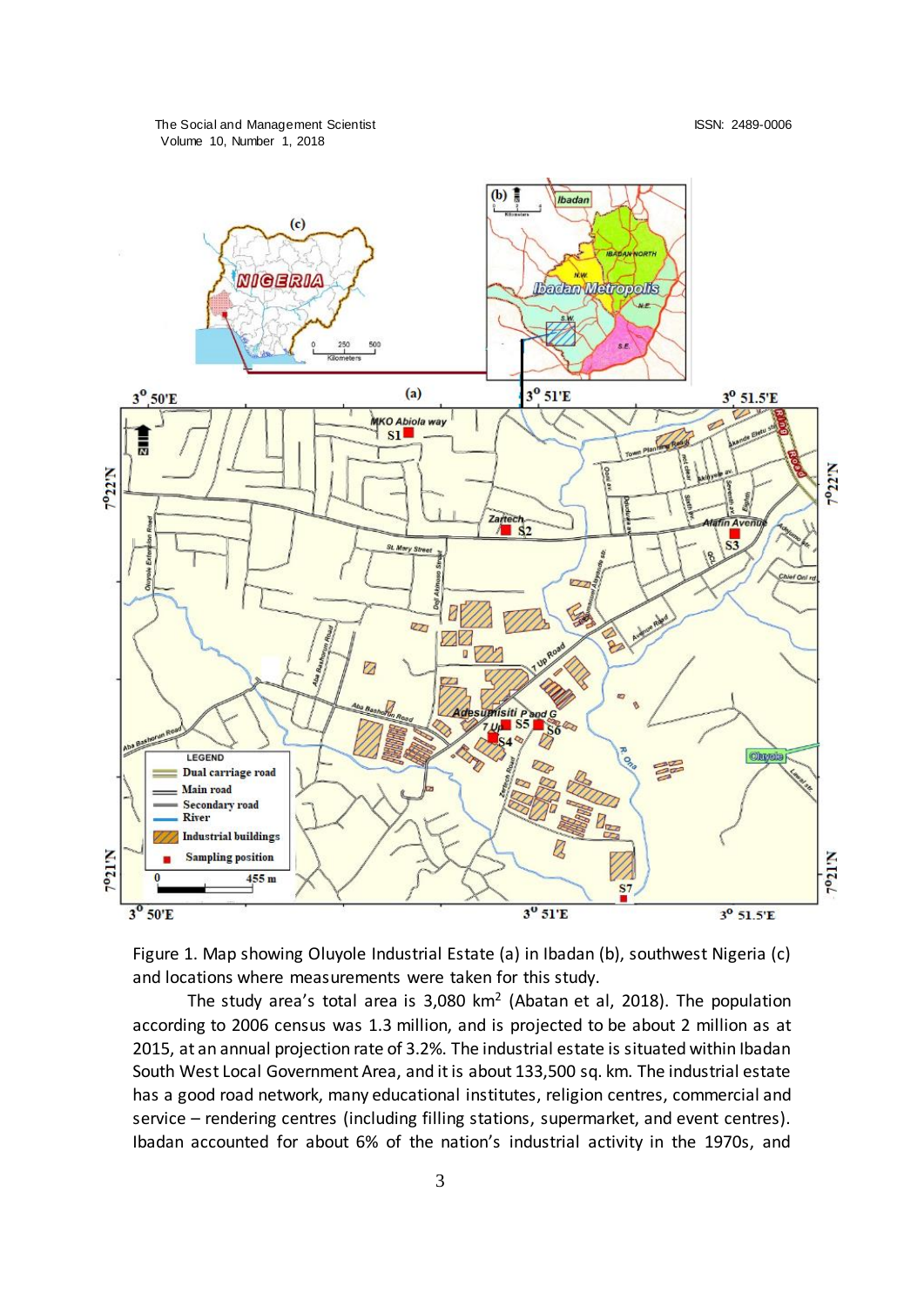Figure 1. Map showing Oluyole Industrial Estate (a) in Ibadan (b), southwest Nigeria (c) and locations where measurements were taken for this study.

The study area's total area is 3,080 km$^2$ (Abatan et al, 2018). The population according to 2006 census was 1.3 million, and is projected to be about 2 million as at 2015, at an annual projection rate of 3.2%. The industrial estate is situated within Ibadan South West Local Government Area, and it is about 133,500 sq. km. The industrial estate has a good road network, many educational institutes, religion centres, commercial and service – rendering centres (including filling stations, supermarket, and event centres). Ibadan accounted for about 6% of the nation's industrial activity in the 1970s, and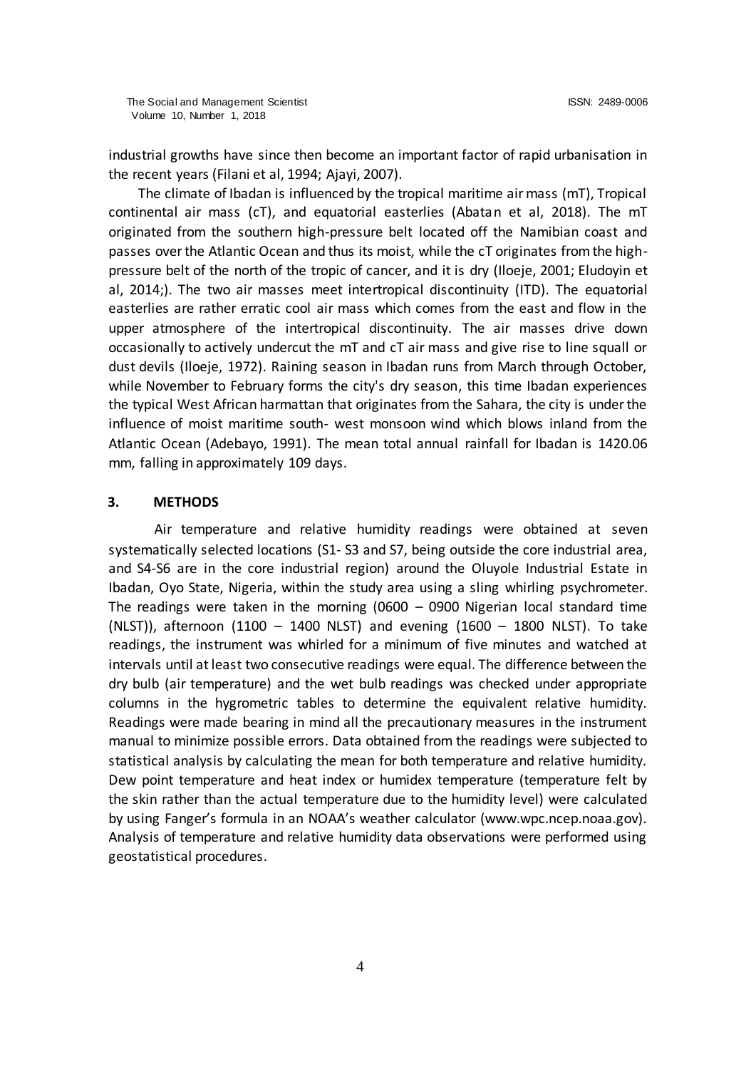industrial growths have since then become an important factor of rapid urbanisation in the recent years (Filani et al, 1994; Ajayi, 2007).

The climate of Ibadan is influenced by the tropical maritime air mass (mT), Tropical continental air mass (cT), and equatorial easterlies (Abatan et al, 2018). The mT originated from the southern high-pressure belt located off the Namibian coast and passes over the Atlantic Ocean and thus its moist, while the cT originates from the high-pressure belt of the north of the tropic of cancer, and it is dry (Iloeje, 2001; Eludoyin et al, 2014;). The two air masses meet intertropical discontinuity (ITD). The equatorial easterlies are rather erratic cool air mass which comes from the east and flow in the upper atmosphere of the intertropical discontinuity. The air masses drive down occasionally to actively undercut the mT and cT air mass and give rise to line squall or dust devils (Iloeje, 1972). Raining season in Ibadan runs from March through October, while November to February forms the city's dry season, this time Ibadan experiences the typical West African harmattan that originates from the Sahara, the city is under the influence of moist maritime south- west monsoon wind which blows inland from the Atlantic Ocean (Adebayo, 1991). The mean total annual rainfall for Ibadan is 1420.06 mm, falling in approximately 109 days.

## 3. METHODS

Air temperature and relative humidity readings were obtained at seven systematically selected locations (S1- S3 and S7, being outside the core industrial area, and S4-S6 are in the core industrial region) around the Oluyole Industrial Estate in Ibadan, Oyo State, Nigeria, within the study area using a sling whirling psychrometer. The readings were taken in the morning (0600 – 0900 Nigerian local standard time (NLST)), afternoon (1100 – 1400 NLST) and evening (1600 – 1800 NLST). To take readings, the instrument was whirled for a minimum of five minutes and watched at intervals until at least two consecutive readings were equal. The difference between the dry bulb (air temperature) and the wet bulb readings was checked under appropriate columns in the hygrometric tables to determine the equivalent relative humidity. Readings were made bearing in mind all the precautionary measures in the instrument manual to minimize possible errors. Data obtained from the readings were subjected to statistical analysis by calculating the mean for both temperature and relative humidity. Dew point temperature and heat index or humidex temperature (temperature felt by the skin rather than the actual temperature due to the humidity level) were calculated by using Fanger's formula in an NOAA's weather calculator (www.wpc.ncep.noaa.gov). Analysis of temperature and relative humidity data observations were performed using geostatistical procedures.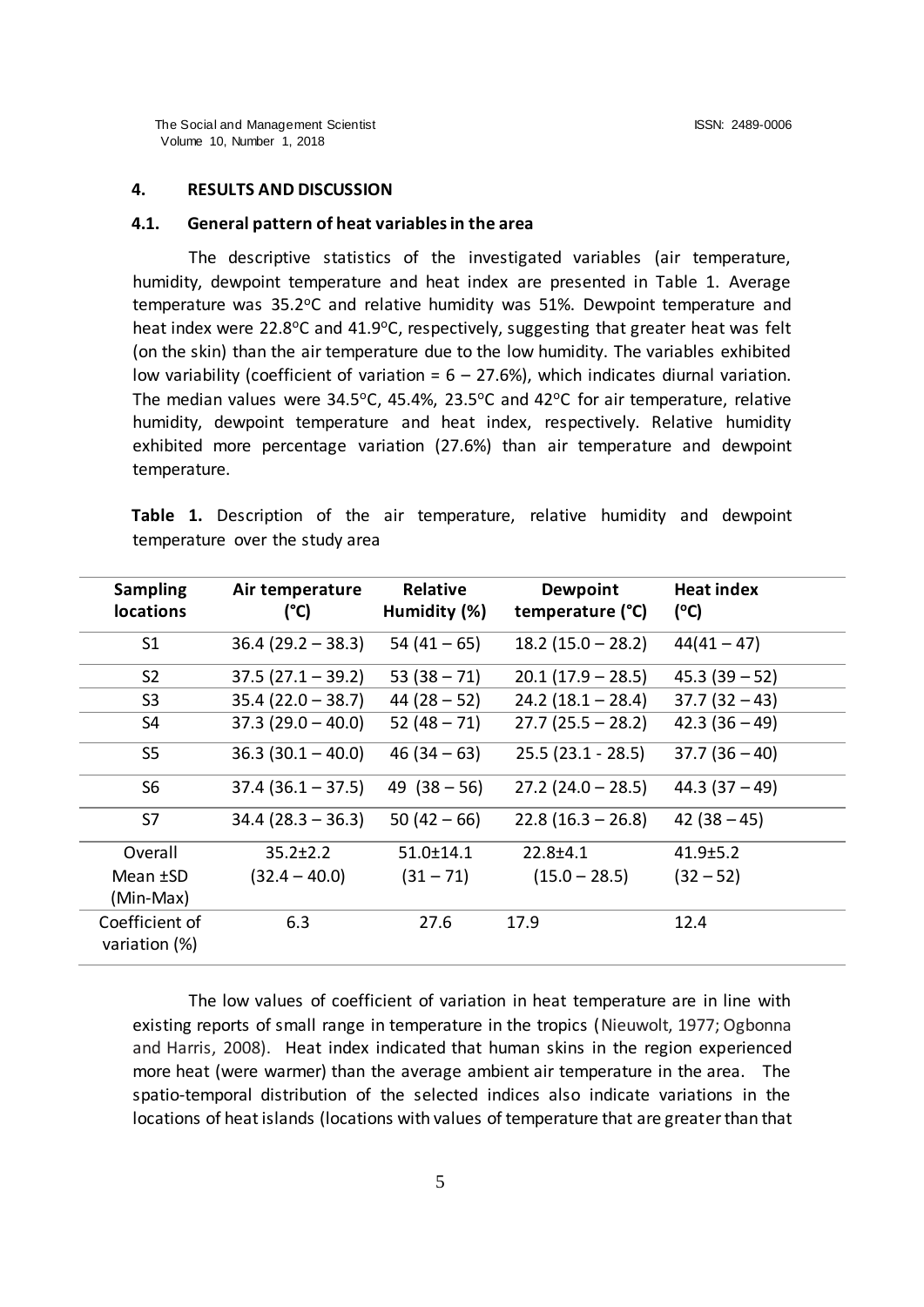## 4. RESULTS AND DISCUSSION

### 4.1. General pattern of heat variables in the area

The descriptive statistics of the investigated variables (air temperature, humidity, dewpoint temperature and heat index are presented in Table 1. Average temperature was 35.2°C and relative humidity was 51%. Dewpoint temperature and heat index were 22.8°C and 41.9°C, respectively, suggesting that greater heat was felt (on the skin) than the air temperature due to the low humidity. The variables exhibited low variability (coefficient of variation = 6 – 27.6%), which indicates diurnal variation. The median values were 34.5°C, 45.4%, 23.5°C and 42°C for air temperature, relative humidity, dewpoint temperature and heat index, respectively. Relative humidity exhibited more percentage variation (27.6%) than air temperature and dewpoint temperature.

**Table 1.** Description of the air temperature, relative humidity and dewpoint temperature over the study area

| Sampling locations | Air temperature (°C) | Relative Humidity (%) | Dewpoint temperature (°C) | Heat index (°C) |
|---|---|---|---|---|
| S1 | 36.4 (29.2 – 38.3) | 54 (41 – 65) | 18.2 (15.0 – 28.2) | 44(41 – 47) |
| S2 | 37.5 (27.1 – 39.2) | 53 (38 – 71) | 20.1 (17.9 – 28.5) | 45.3 (39 – 52) |
| S3 | 35.4 (22.0 – 38.7) | 44 (28 – 52) | 24.2 (18.1 – 28.4) | 37.7 (32 – 43) |
| S4 | 37.3 (29.0 – 40.0) | 52 (48 – 71) | 27.7 (25.5 – 28.2) | 42.3 (36 – 49) |
| S5 | 36.3 (30.1 – 40.0) | 46 (34 – 63) | 25.5 (23.1 - 28.5) | 37.7 (36 – 40) |
| S6 | 37.4 (36.1 – 37.5) | 49 (38 – 56) | 27.2 (24.0 – 28.5) | 44.3 (37 – 49) |
| S7 | 34.4 (28.3 – 36.3) | 50 (42 – 66) | 22.8 (16.3 – 26.8) | 42 (38 – 45) |
| Overall Mean ±SD (Min-Max) | 35.2±2.2 (32.4 – 40.0) | 51.0±14.1 (31 – 71) | 22.8±4.1 (15.0 – 28.5) | 41.9±5.2 (32 – 52) |
| Coefficient of variation (%) | 6.3 | 27.6 | 17.9 | 12.4 |

The low values of coefficient of variation in heat temperature are in line with existing reports of small range in temperature in the tropics (Nieuwolt, 1977; Ogbonna and Harris, 2008). Heat index indicated that human skins in the region experienced more heat (were warmer) than the average ambient air temperature in the area. The spatio-temporal distribution of the selected indices also indicate variations in the locations of heat islands (locations with values of temperature that are greater than that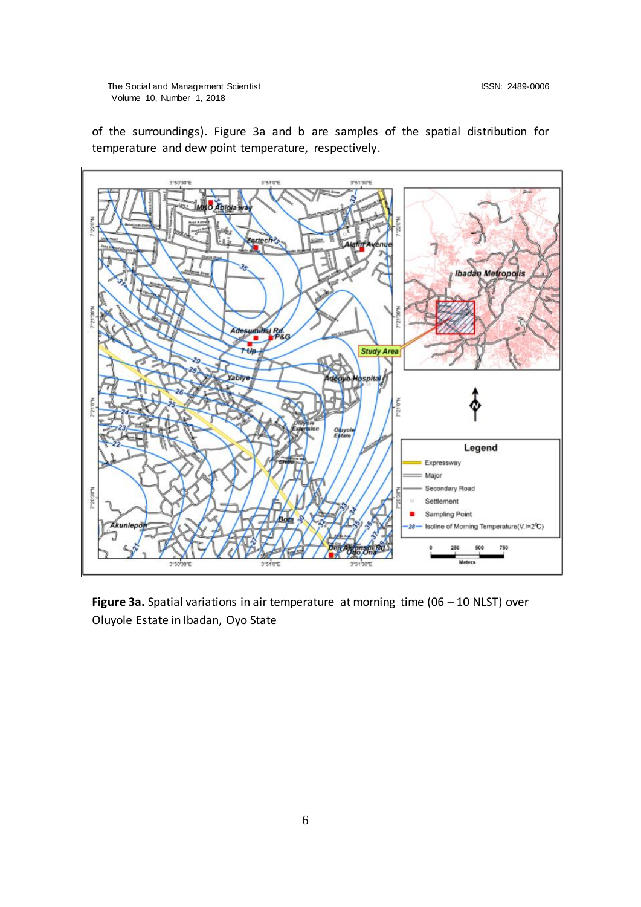of the surroundings). Figure 3a and b are samples of the spatial distribution for temperature and dew point temperature, respectively.

**Figure 3a.** Spatial variations in air temperature at morning time (06 – 10 NLST) over Oluyole Estate in Ibadan, Oyo State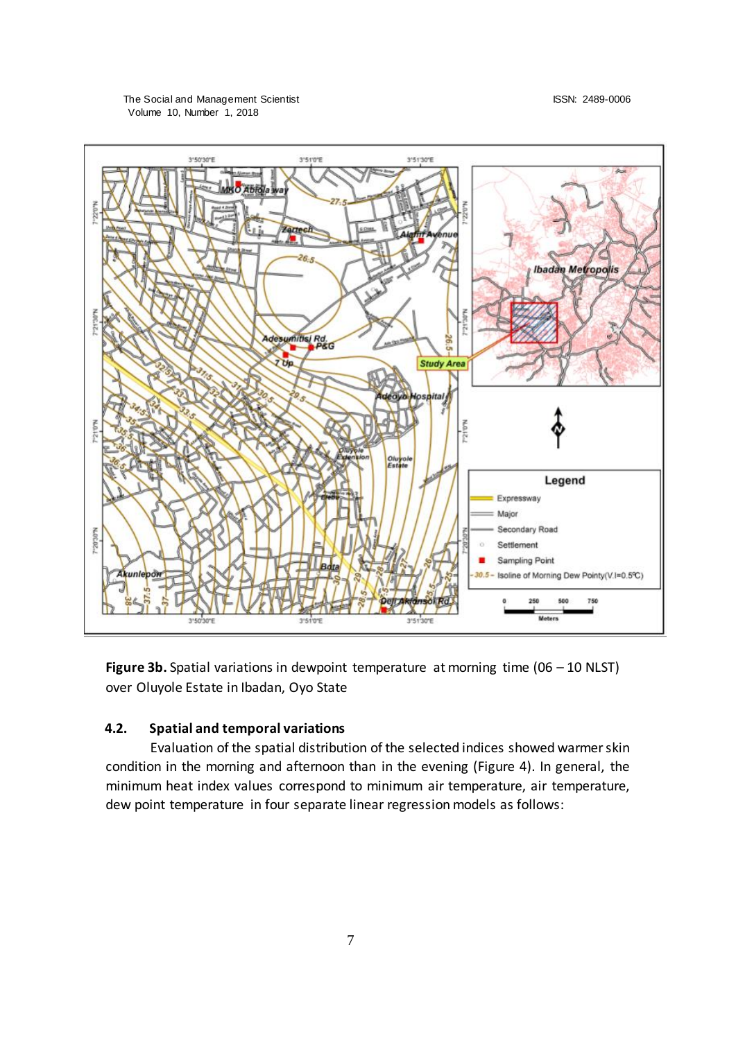**Figure 3b.** Spatial variations in dewpoint temperature at morning time (06 – 10 NLST) over Oluyole Estate in Ibadan, Oyo State

### 4.2. Spatial and temporal variations

Evaluation of the spatial distribution of the selected indices showed warmer skin condition in the morning and afternoon than in the evening (Figure 4). In general, the minimum heat index values correspond to minimum air temperature, air temperature, dew point temperature in four separate linear regression models as follows: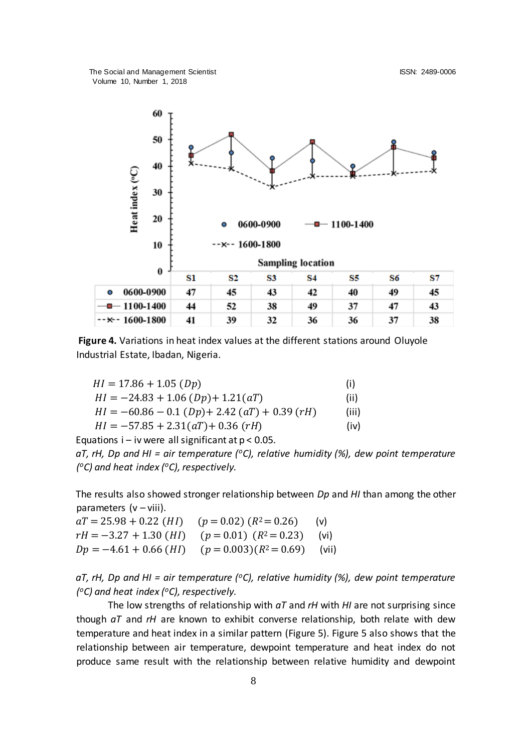| | S1 | S2 | S3 | S4 | S5 | S6 | S7 |
|---|---|---|---|---|---|---|---|
| 0600-0900 | 47 | 45 | 43 | 42 | 40 | 49 | 45 |
| 1100-1400 | 44 | 52 | 38 | 49 | 37 | 47 | 43 |
| 1600-1800 | 41 | 39 | 32 | 36 | 36 | 37 | 38 |

**Figure 4.** Variations in heat index values at the different stations around Oluyole Industrial Estate, Ibadan, Nigeria.

$$HI = 17.86 + 1.05\,(Dp) \quad \text{(i)}$$

$$HI = -24.83 + 1.06\,(Dp) + 1.21(aT) \quad \text{(ii)}$$

$$HI = -60.86 - 0.1\,(Dp) + 2.42\,(aT) + 0.39\,(rH) \quad \text{(iii)}$$

$$HI = -57.85 + 2.31(aT) + 0.36\,(rH) \quad \text{(iv)}$$

Equations i – iv were all significant at $p < 0.05$.

*aT, rH, Dp and HI = air temperature (°C), relative humidity (%), dew point temperature (°C) and heat index (°C), respectively.*

The results also showed stronger relationship between *Dp* and *HI* than among the other parameters (v – viii).

$$aT = 25.98 + 0.22\,(HI) \quad (p = 0.02)\ (R^2 = 0.26) \quad \text{(v)}$$

$$rH = -3.27 + 1.30\,(HI) \quad (p = 0.01)\ (R^2 = 0.23) \quad \text{(vi)}$$

$$Dp = -4.61 + 0.66\,(HI) \quad (p = 0.003)(R^2 = 0.69) \quad \text{(vii)}$$

*aT, rH, Dp and HI = air temperature (°C), relative humidity (%), dew point temperature (°C) and heat index (°C), respectively.*

The low strengths of relationship with *aT* and *rH* with *HI* are not surprising since though *aT* and *rH* are known to exhibit converse relationship, both relate with dew temperature and heat index in a similar pattern (Figure 5). Figure 5 also shows that the relationship between air temperature, dewpoint temperature and heat index do not produce same result with the relationship between relative humidity and dewpoint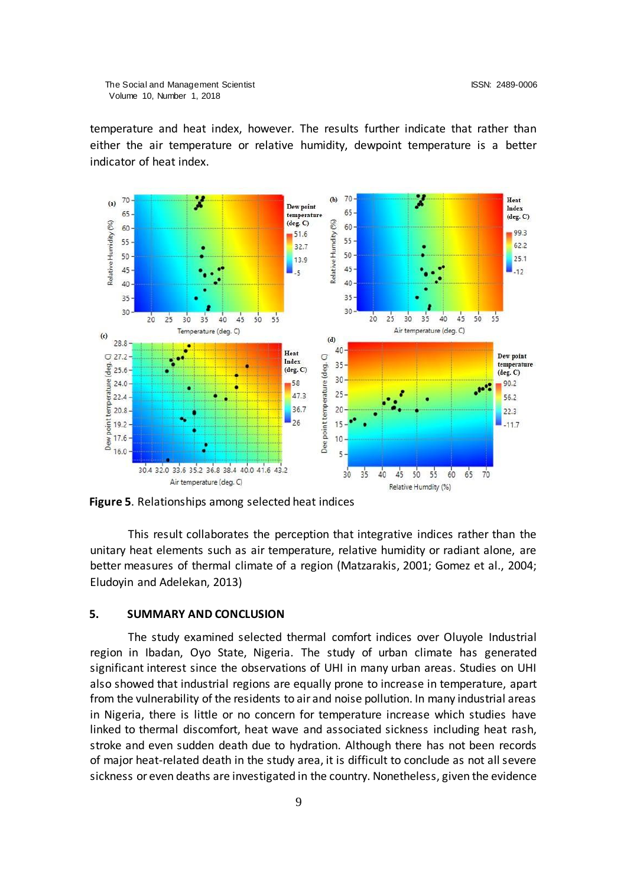temperature and heat index, however. The results further indicate that rather than either the air temperature or relative humidity, dewpoint temperature is a better indicator of heat index.

**Figure 5**. Relationships among selected heat indices

This result collaborates the perception that integrative indices rather than the unitary heat elements such as air temperature, relative humidity or radiant alone, are better measures of thermal climate of a region (Matzarakis, 2001; Gomez et al., 2004; Eludoyin and Adelekan, 2013)

## 5. SUMMARY AND CONCLUSION

The study examined selected thermal comfort indices over Oluyole Industrial region in Ibadan, Oyo State, Nigeria. The study of urban climate has generated significant interest since the observations of UHI in many urban areas. Studies on UHI also showed that industrial regions are equally prone to increase in temperature, apart from the vulnerability of the residents to air and noise pollution. In many industrial areas in Nigeria, there is little or no concern for temperature increase which studies have linked to thermal discomfort, heat wave and associated sickness including heat rash, stroke and even sudden death due to hydration. Although there has not been records of major heat-related death in the study area, it is difficult to conclude as not all severe sickness or even deaths are investigated in the country. Nonetheless, given the evidence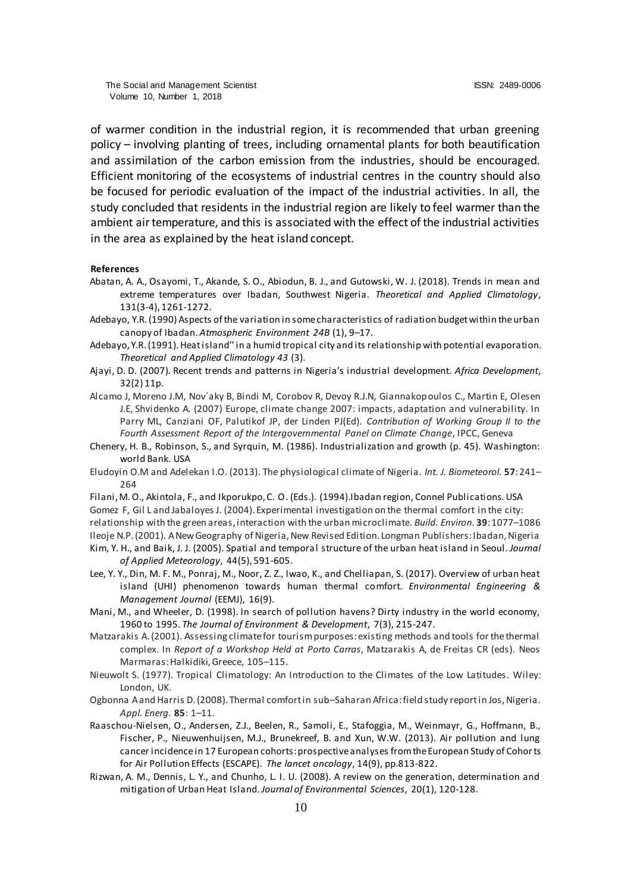of warmer condition in the industrial region, it is recommended that urban greening policy – involving planting of trees, including ornamental plants for both beautification and assimilation of the carbon emission from the industries, should be encouraged. Efficient monitoring of the ecosystems of industrial centres in the country should also be focused for periodic evaluation of the impact of the industrial activities. In all, the study concluded that residents in the industrial region are likely to feel warmer than the ambient air temperature, and this is associated with the effect of the industrial activities in the area as explained by the heat island concept.

**References**

Abatan, A. A., Osayomi, T., Akande, S. O., Abiodun, B. J., and Gutowski, W. J. (2018). Trends in mean and extreme temperatures over Ibadan, Southwest Nigeria. *Theoretical and Applied Climatology*, 131(3-4), 1261-1272.

Adebayo, Y.R. (1990) Aspects of the variation in some characteristics of radiation budget within the urban canopy of Ibadan. *Atmospheric Environment 24B* (1), 9–17.

Adebayo, Y.R. (1991). Heat island'' in a humid tropical city and its relationship with potential evaporation. *Theoretical and Applied Climatology 43* (3).

Ajayi, D. D. (2007). Recent trends and patterns in Nigeria's industrial development. *Africa Development*, 32(2) 11p.

Alcamo J, Moreno J.M, Nov´aky B, Bindi M, Corobov R, Devoy R.J.N, Giannakopoulos C., Martin E, Olesen J.E, Shvidenko A. (2007) Europe, climate change 2007: impacts, adaptation and vulnerability. In Parry ML, Canziani OF, Palutikof JP, der Linden PJ(Ed). *Contribution of Working Group II to the Fourth Assessment Report of the Intergovernmental Panel on Climate Change*, IPCC, Geneva

Chenery, H. B., Robinson, S., and Syrquin, M. (1986). Industrialization and growth (p. 45). Washington: world Bank. USA

Eludoyin O.M and Adelekan I.O. (2013). The physiological climate of Nigeria. *Int. J. Biometeorol.* **57**: 241–264

Filani, M. O., Akintola, F., and Ikporukpo, C. O. (Eds.). (1994).Ibadan region, Connel Publications. USA

Gomez F, Gil L and Jabaloyes J. (2004). Experimental investigation on the thermal comfort in the city: relationship with the green areas, interaction with the urban microclimate. *Build. Environ.* **39**: 1077–1086

Ileoje N.P. (2001). A New Geography of Nigeria, New Revised Edition. Longman Publishers: Ibadan, Nigeria

Kim, Y. H., and Baik, J. J. (2005). Spatial and temporal structure of the urban heat island in Seoul. *Journal of Applied Meteorology*, 44(5), 591-605.

Lee, Y. Y., Din, M. F. M., Ponraj, M., Noor, Z. Z., Iwao, K., and Chelliapan, S. (2017). Overview of urban heat island (UHI) phenomenon towards human thermal comfort. *Environmental Engineering & Management Journal* (EEMJ), 16(9).

Mani, M., and Wheeler, D. (1998). In search of pollution havens? Dirty industry in the world economy, 1960 to 1995. *The Journal of Environment & Development*, 7(3), 215-247.

Matzarakis A. (2001). Assessing climate for tourism purposes: existing methods and tools for the thermal complex. In *Report of a Workshop Held at Porto Carras*, Matzarakis A, de Freitas CR (eds). Neos Marmaras: Halkidiki, Greece, 105–115.

Nieuwolt S. (1977). Tropical Climatology: An Introduction to the Climates of the Low Latitudes. Wiley: London, UK.

Ogbonna A and Harris D. (2008). Thermal comfort in sub–Saharan Africa: field study report in Jos, Nigeria. *Appl. Energ.* **85**: 1–11.

Raaschou-Nielsen, O., Andersen, Z.J., Beelen, R., Samoli, E., Stafoggia, M., Weinmayr, G., Hoffmann, B., Fischer, P., Nieuwenhuijsen, M.J., Brunekreef, B. and Xun, W.W. (2013). Air pollution and lung cancer incidence in 17 European cohorts: prospective analyses from the European Study of Cohorts for Air Pollution Effects (ESCAPE). *The lancet oncology*, 14(9), pp.813-822.

Rizwan, A. M., Dennis, L. Y., and Chunho, L. I. U. (2008). A review on the generation, determination and mitigation of Urban Heat Island. *Journal of Environmental Sciences*, 20(1), 120-128.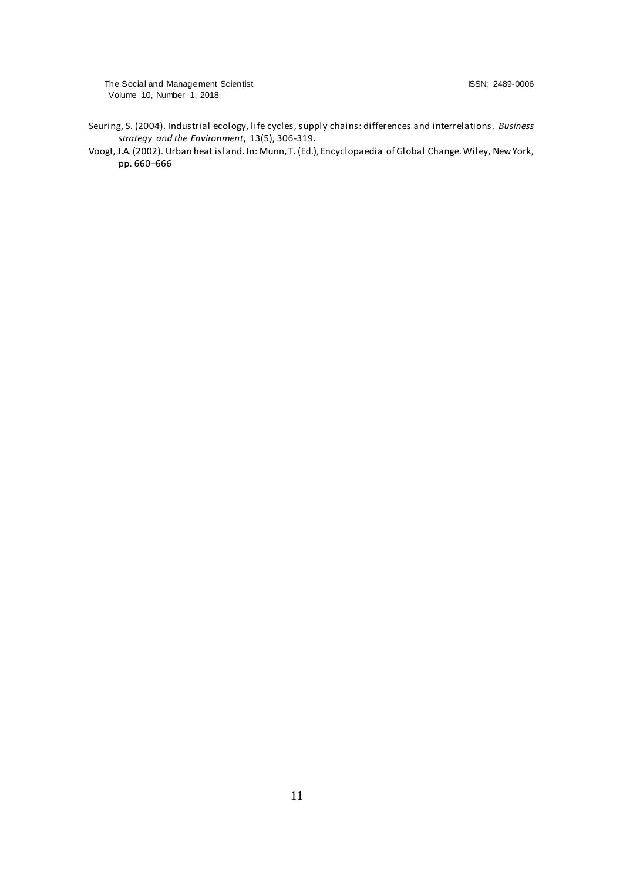Seuring, S. (2004). Industrial ecology, life cycles, supply chains: differences and interrelations. *Business strategy and the Environment*, 13(5), 306-319.

Voogt, J.A. (2002). Urban heat island. In: Munn, T. (Ed.), Encyclopaedia of Global Change. Wiley, New York, pp. 660–666